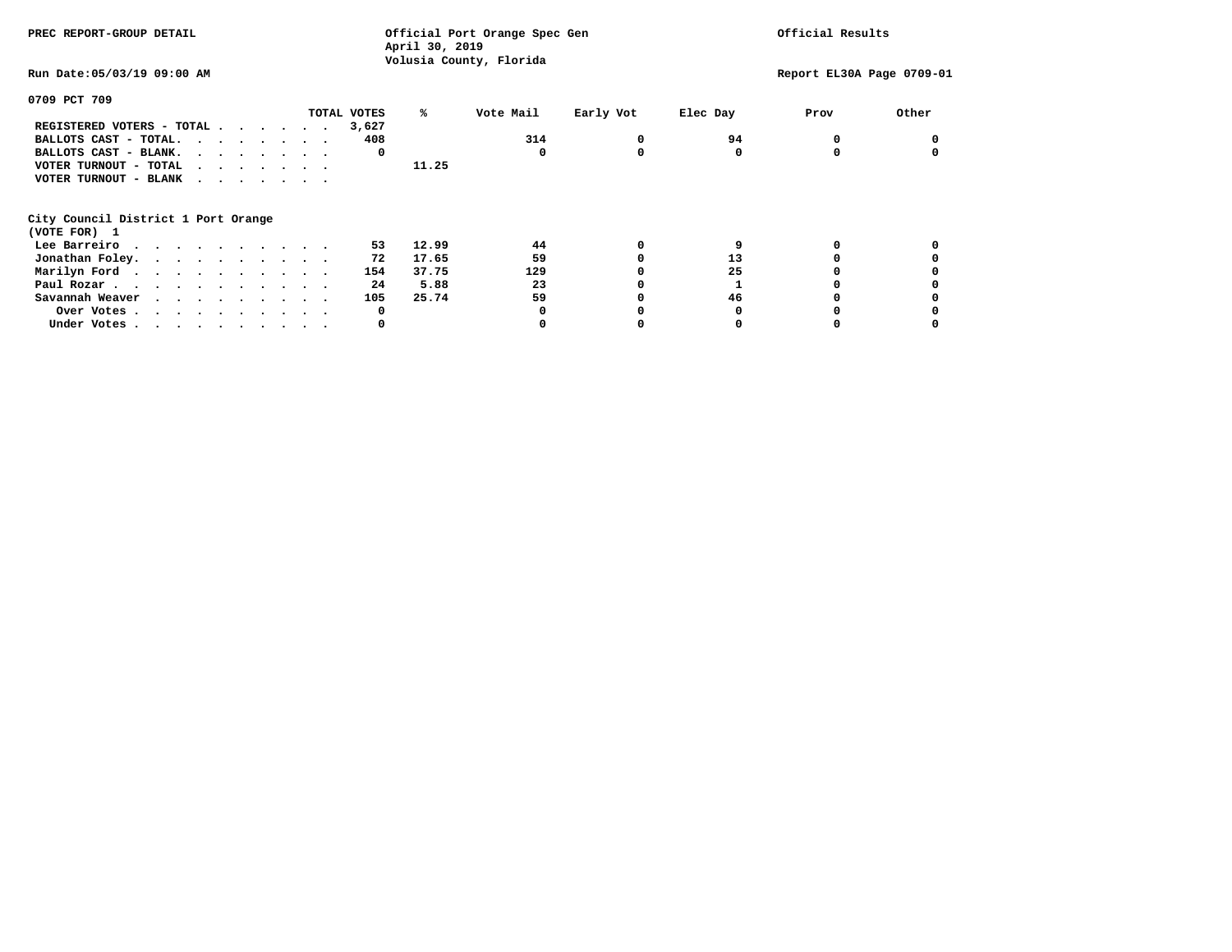PREC REPORT-GROUP DETAIL

Official Port Orange Spec Gen
April 30, 2019
Volusia County, Florida

Official Results

Run Date:05/03/19 09:00 AM

Report EL30A Page 0709-01

## 0709 PCT 709

| | TOTAL VOTES | % | Vote Mail | Early Vot | Elec Day | Prov | Other |
|---|---|---|---|---|---|---|---|
| REGISTERED VOTERS - TOTAL | 3,627 | | | | | | |
| BALLOTS CAST - TOTAL. | 408 | | 314 | 0 | 94 | 0 | 0 |
| BALLOTS CAST - BLANK. | 0 | | 0 | 0 | 0 | 0 | 0 |
| VOTER TURNOUT - TOTAL | | 11.25 | | | | | |
| VOTER TURNOUT - BLANK | | | | | | | |

### City Council District 1 Port Orange
(VOTE FOR) 1

| | TOTAL VOTES | % | Vote Mail | Early Vot | Elec Day | Prov | Other |
|---|---|---|---|---|---|---|---|
| Lee Barreiro | 53 | 12.99 | 44 | 0 | 9 | 0 | 0 |
| Jonathan Foley. | 72 | 17.65 | 59 | 0 | 13 | 0 | 0 |
| Marilyn Ford | 154 | 37.75 | 129 | 0 | 25 | 0 | 0 |
| Paul Rozar | 24 | 5.88 | 23 | 0 | 1 | 0 | 0 |
| Savannah Weaver | 105 | 25.74 | 59 | 0 | 46 | 0 | 0 |
| Over Votes | 0 | | 0 | 0 | 0 | 0 | 0 |
| Under Votes | 0 | | 0 | 0 | 0 | 0 | 0 |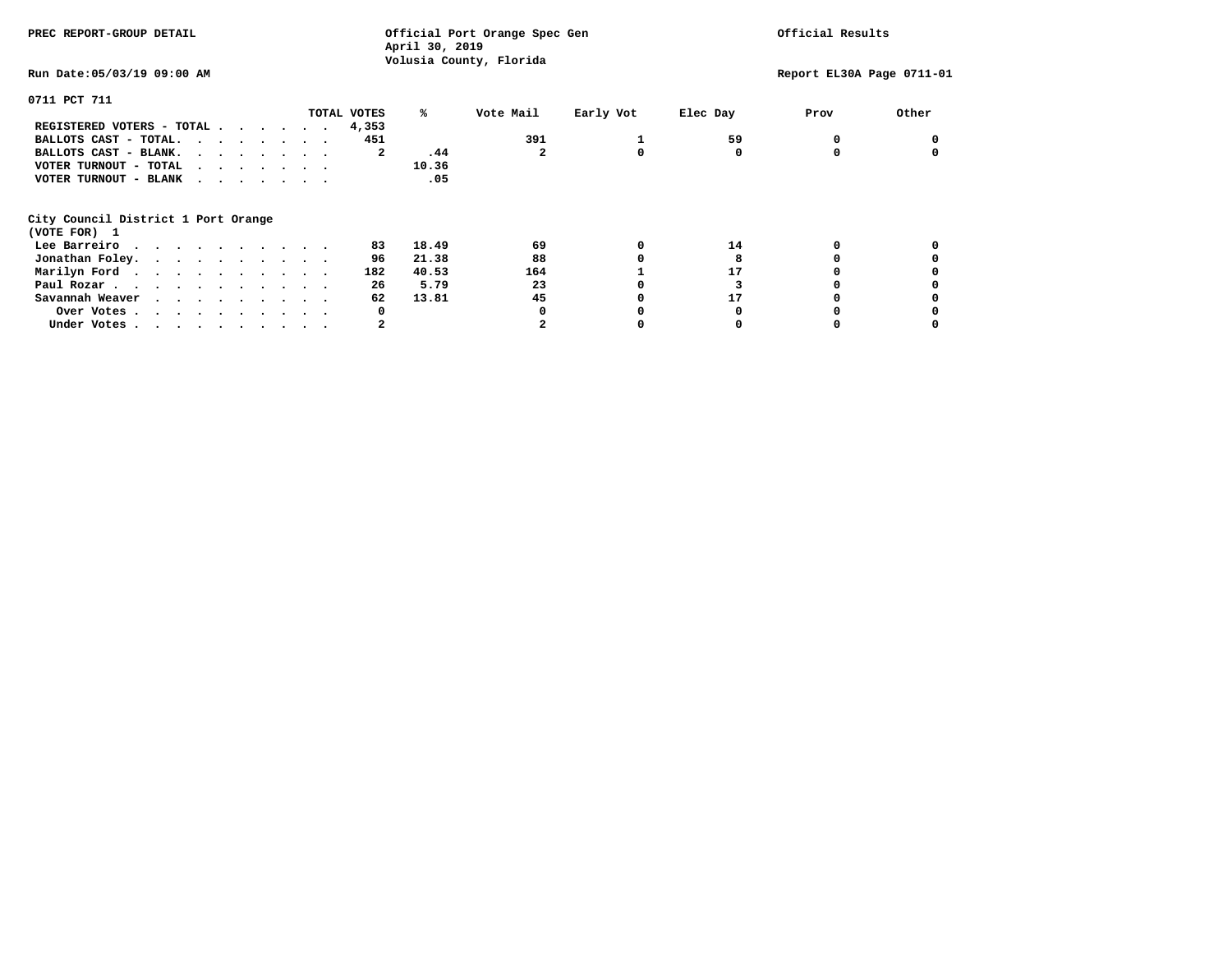PREC REPORT-GROUP DETAIL

Official Port Orange Spec Gen
April 30, 2019
Volusia County, Florida

Official Results

Run Date:05/03/19 09:00 AM

Report EL30A Page 0711-01

## 0711 PCT 711

| | TOTAL VOTES | % | Vote Mail | Early Vot | Elec Day | Prov | Other |
|---|---|---|---|---|---|---|---|
| REGISTERED VOTERS - TOTAL | 4,353 | | | | | | |
| BALLOTS CAST - TOTAL. | 451 | | 391 | 1 | 59 | 0 | 0 |
| BALLOTS CAST - BLANK. | 2 | .44 | 2 | 0 | 0 | 0 | 0 |
| VOTER TURNOUT - TOTAL | | 10.36 | | | | | |
| VOTER TURNOUT - BLANK | | .05 | | | | | |

City Council District 1 Port Orange
(VOTE FOR) 1

| | TOTAL VOTES | % | Vote Mail | Early Vot | Elec Day | Prov | Other |
|---|---|---|---|---|---|---|---|
| Lee Barreiro | 83 | 18.49 | 69 | 0 | 14 | 0 | 0 |
| Jonathan Foley. | 96 | 21.38 | 88 | 0 | 8 | 0 | 0 |
| Marilyn Ford | 182 | 40.53 | 164 | 1 | 17 | 0 | 0 |
| Paul Rozar | 26 | 5.79 | 23 | 0 | 3 | 0 | 0 |
| Savannah Weaver | 62 | 13.81 | 45 | 0 | 17 | 0 | 0 |
| Over Votes | 0 | | 0 | 0 | 0 | 0 | 0 |
| Under Votes | 2 | | 2 | 0 | 0 | 0 | 0 |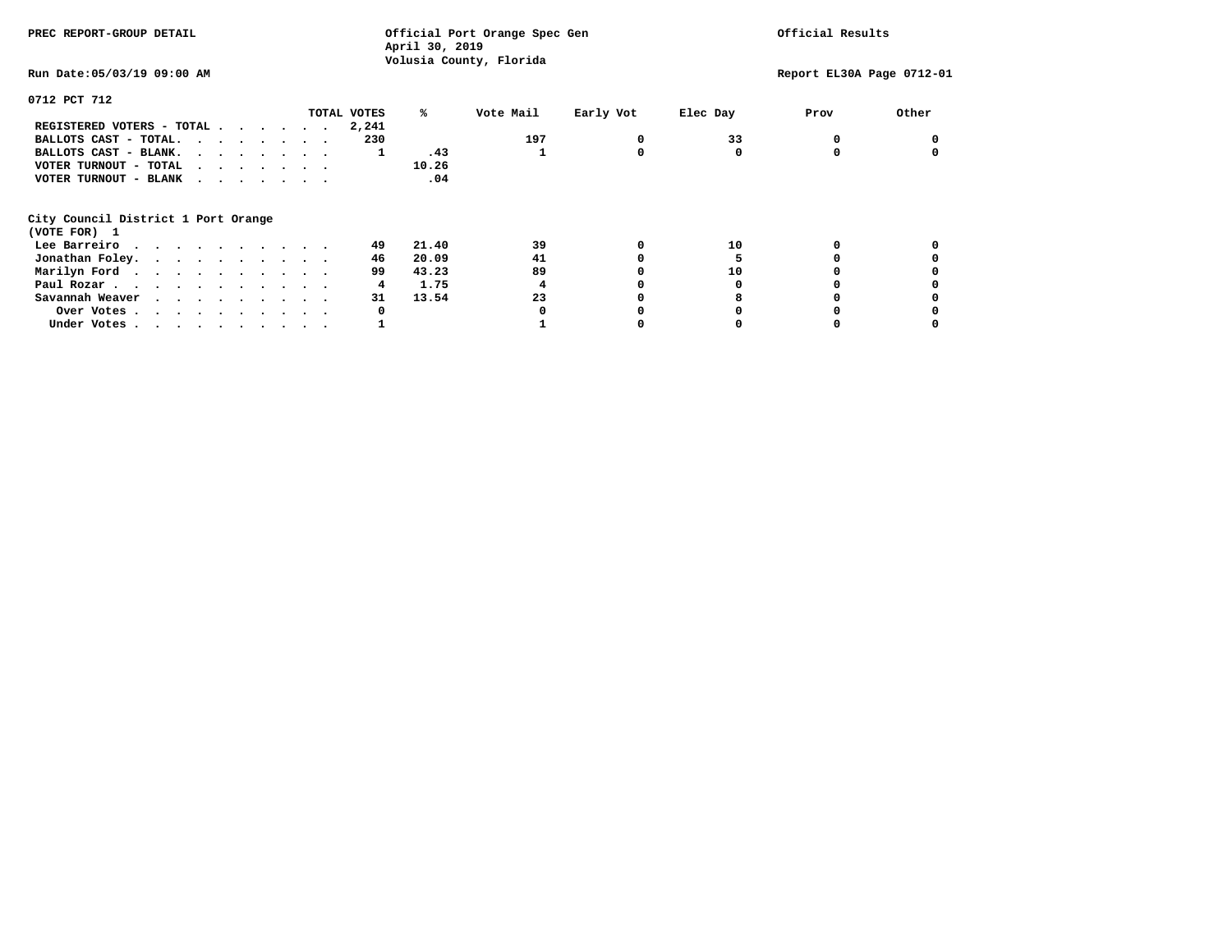PREC REPORT-GROUP DETAIL

Official Port Orange Spec Gen
April 30, 2019
Volusia County, Florida

Official Results

Run Date:05/03/19 09:00 AM

Report EL30A Page 0712-01

0712 PCT 712

| | TOTAL VOTES | % | Vote Mail | Early Vot | Elec Day | Prov | Other |
|---|---|---|---|---|---|---|---|
| REGISTERED VOTERS - TOTAL . . . . . . . | 2,241 | | | | | | |
| BALLOTS CAST - TOTAL. . . . . . . . | 230 | | 197 | 0 | 33 | 0 | 0 |
| BALLOTS CAST - BLANK. . . . . . . . | 1 | .43 | 1 | 0 | 0 | 0 | 0 |
| VOTER TURNOUT - TOTAL . . . . . . . | | 10.26 | | | | | |
| VOTER TURNOUT - BLANK . . . . . . . | | .04 | | | | | |

City Council District 1 Port Orange
(VOTE FOR) 1

| | TOTAL VOTES | % | Vote Mail | Early Vot | Elec Day | Prov | Other |
|---|---|---|---|---|---|---|---|
| Lee Barreiro . . . . . . . . . . . | 49 | 21.40 | 39 | 0 | 10 | 0 | 0 |
| Jonathan Foley. . . . . . . . . . . | 46 | 20.09 | 41 | 0 | 5 | 0 | 0 |
| Marilyn Ford . . . . . . . . . . . | 99 | 43.23 | 89 | 0 | 10 | 0 | 0 |
| Paul Rozar . . . . . . . . . . . . | 4 | 1.75 | 4 | 0 | 0 | 0 | 0 |
| Savannah Weaver . . . . . . . . . . | 31 | 13.54 | 23 | 0 | 8 | 0 | 0 |
| Over Votes . . . . . . . . . . . | 0 | | 0 | 0 | 0 | 0 | 0 |
| Under Votes . . . . . . . . . . . | 1 | | 1 | 0 | 0 | 0 | 0 |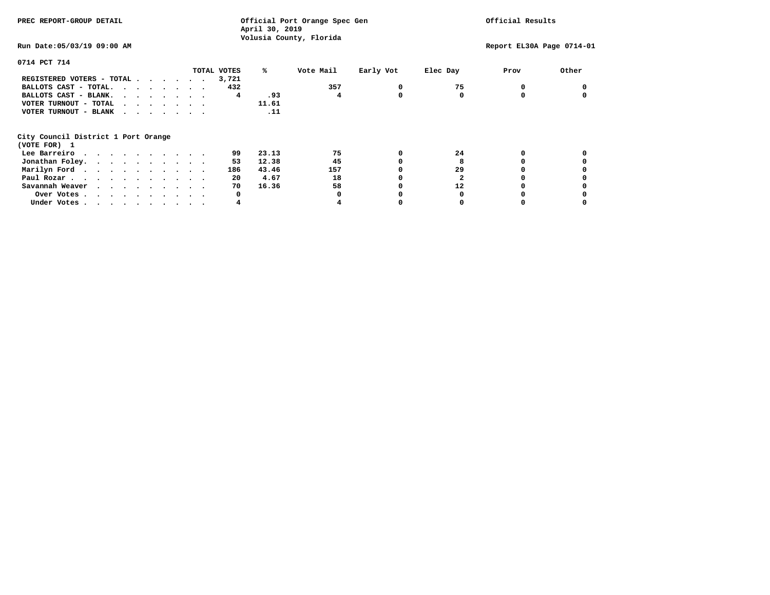PREC REPORT-GROUP DETAIL

Official Port Orange Spec Gen
April 30, 2019
Volusia County, Florida

Official Results

Run Date:05/03/19 09:00 AM

Report EL30A Page 0714-01

0714 PCT 714

| | TOTAL VOTES | % | Vote Mail | Early Vot | Elec Day | Prov | Other |
|---|---|---|---|---|---|---|---|
| REGISTERED VOTERS - TOTAL | 3,721 | | | | | | |
| BALLOTS CAST - TOTAL. | 432 | | 357 | 0 | 75 | 0 | 0 |
| BALLOTS CAST - BLANK. | 4 | .93 | 4 | 0 | 0 | 0 | 0 |
| VOTER TURNOUT - TOTAL | | 11.61 | | | | | |
| VOTER TURNOUT - BLANK | | .11 | | | | | |

City Council District 1 Port Orange
(VOTE FOR) 1

| | TOTAL VOTES | % | Vote Mail | Early Vot | Elec Day | Prov | Other |
|---|---|---|---|---|---|---|---|
| Lee Barreiro | 99 | 23.13 | 75 | 0 | 24 | 0 | 0 |
| Jonathan Foley. | 53 | 12.38 | 45 | 0 | 8 | 0 | 0 |
| Marilyn Ford | 186 | 43.46 | 157 | 0 | 29 | 0 | 0 |
| Paul Rozar | 20 | 4.67 | 18 | 0 | 2 | 0 | 0 |
| Savannah Weaver | 70 | 16.36 | 58 | 0 | 12 | 0 | 0 |
| Over Votes | 0 | | 0 | 0 | 0 | 0 | 0 |
| Under Votes | 4 | | 4 | 0 | 0 | 0 | 0 |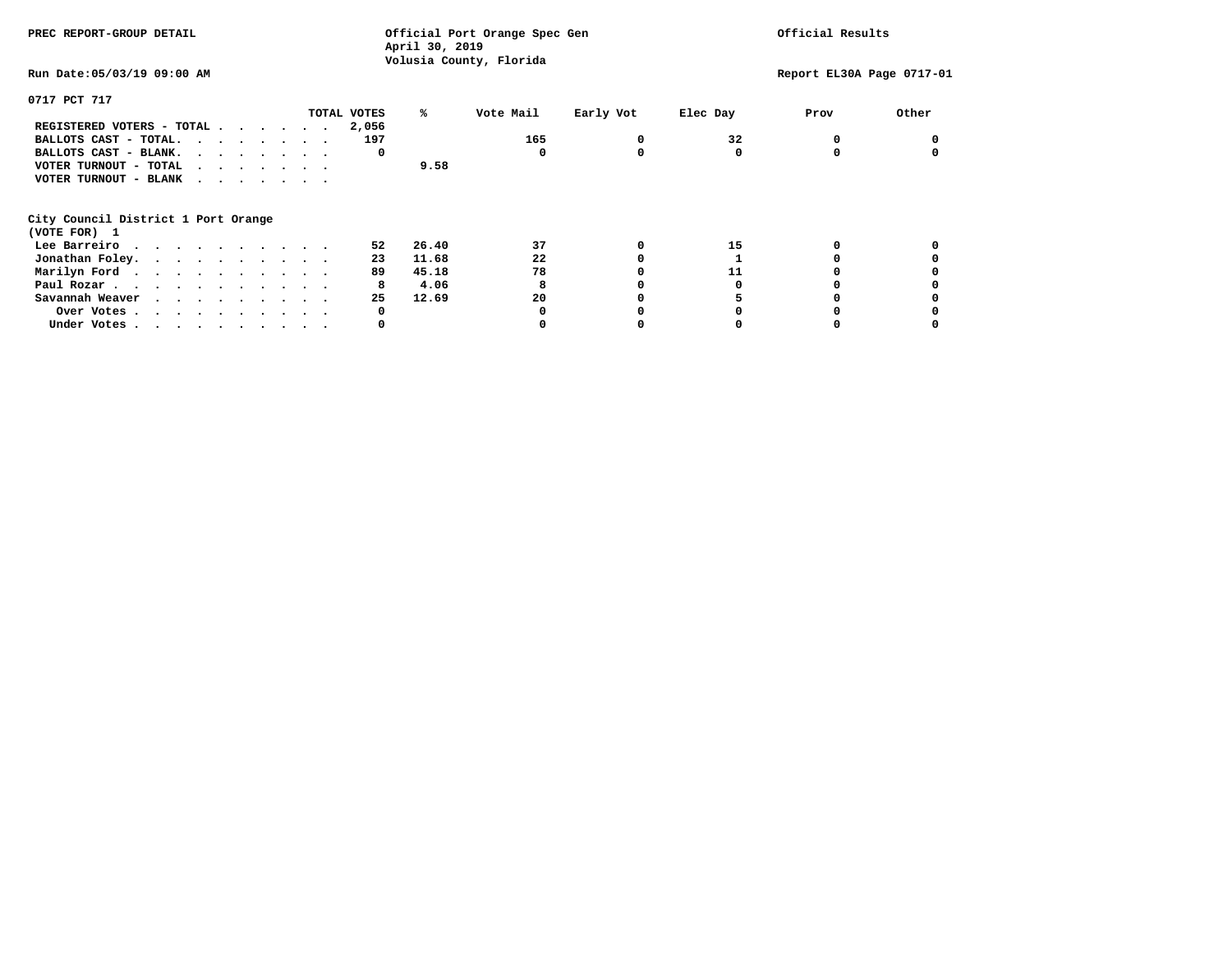PREC REPORT-GROUP DETAIL

Official Port Orange Spec Gen
April 30, 2019
Volusia County, Florida

Official Results

Run Date:05/03/19 09:00 AM

Report EL30A Page 0717-01

## 0717 PCT 717

| | TOTAL VOTES | % | Vote Mail | Early Vot | Elec Day | Prov | Other |
|---|---|---|---|---|---|---|---|
| REGISTERED VOTERS - TOTAL | 2,056 | | | | | | |
| BALLOTS CAST - TOTAL. | 197 | | 165 | 0 | 32 | 0 | 0 |
| BALLOTS CAST - BLANK. | 0 | | 0 | 0 | 0 | 0 | 0 |
| VOTER TURNOUT - TOTAL | | 9.58 | | | | | |
| VOTER TURNOUT - BLANK | | | | | | | |

### City Council District 1 Port Orange
(VOTE FOR) 1

| | TOTAL VOTES | % | Vote Mail | Early Vot | Elec Day | Prov | Other |
|---|---|---|---|---|---|---|---|
| Lee Barreiro | 52 | 26.40 | 37 | 0 | 15 | 0 | 0 |
| Jonathan Foley. | 23 | 11.68 | 22 | 0 | 1 | 0 | 0 |
| Marilyn Ford | 89 | 45.18 | 78 | 0 | 11 | 0 | 0 |
| Paul Rozar | 8 | 4.06 | 8 | 0 | 0 | 0 | 0 |
| Savannah Weaver | 25 | 12.69 | 20 | 0 | 5 | 0 | 0 |
| Over Votes | 0 | | 0 | 0 | 0 | 0 | 0 |
| Under Votes | 0 | | 0 | 0 | 0 | 0 | 0 |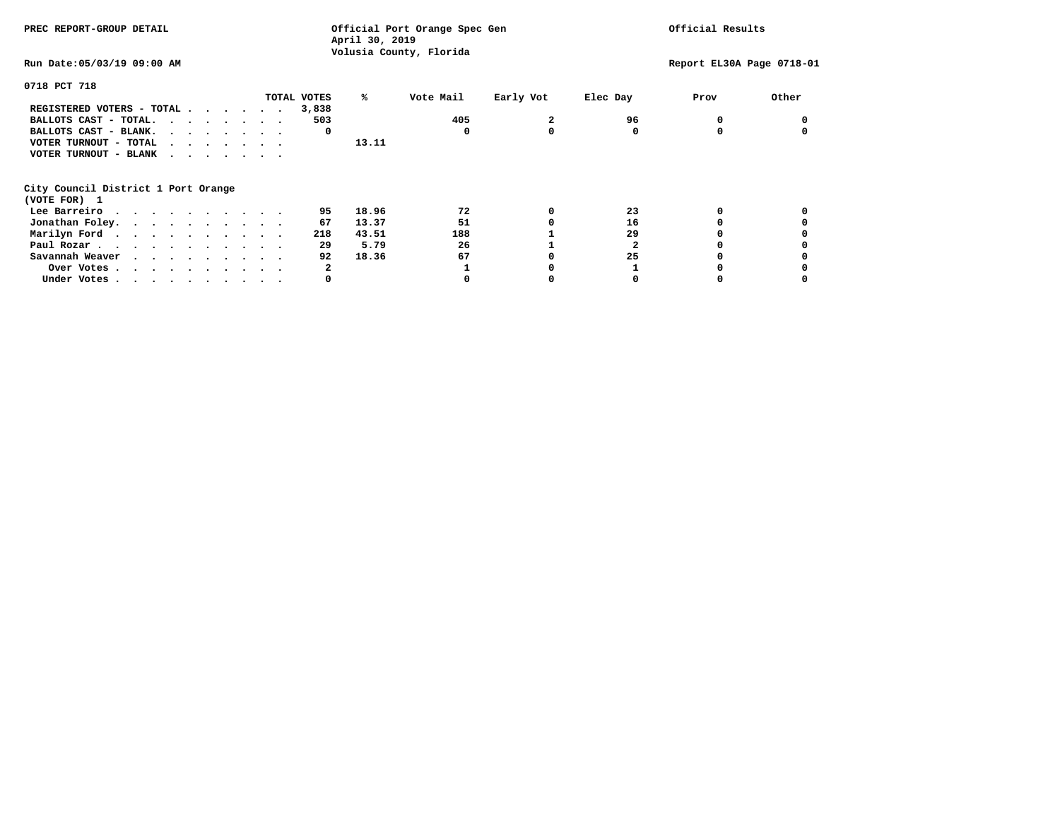PREC REPORT-GROUP DETAIL

Official Port Orange Spec Gen
April 30, 2019
Volusia County, Florida

Official Results

Run Date:05/03/19 09:00 AM

Report EL30A Page 0718-01

0718 PCT 718

| | TOTAL VOTES | % | Vote Mail | Early Vot | Elec Day | Prov | Other |
|---|---|---|---|---|---|---|---|
| REGISTERED VOTERS - TOTAL | 3,838 | | | | | | |
| BALLOTS CAST - TOTAL. | 503 | | 405 | 2 | 96 | 0 | 0 |
| BALLOTS CAST - BLANK. | 0 | | 0 | 0 | 0 | 0 | 0 |
| VOTER TURNOUT - TOTAL | | 13.11 | | | | | |
| VOTER TURNOUT - BLANK | | | | | | | |

City Council District 1 Port Orange
(VOTE FOR) 1

| | TOTAL VOTES | % | Vote Mail | Early Vot | Elec Day | Prov | Other |
|---|---|---|---|---|---|---|---|
| Lee Barreiro | 95 | 18.96 | 72 | 0 | 23 | 0 | 0 |
| Jonathan Foley. | 67 | 13.37 | 51 | 0 | 16 | 0 | 0 |
| Marilyn Ford | 218 | 43.51 | 188 | 1 | 29 | 0 | 0 |
| Paul Rozar | 29 | 5.79 | 26 | 1 | 2 | 0 | 0 |
| Savannah Weaver | 92 | 18.36 | 67 | 0 | 25 | 0 | 0 |
| Over Votes | 2 | | 1 | 0 | 1 | 0 | 0 |
| Under Votes | 0 | | 0 | 0 | 0 | 0 | 0 |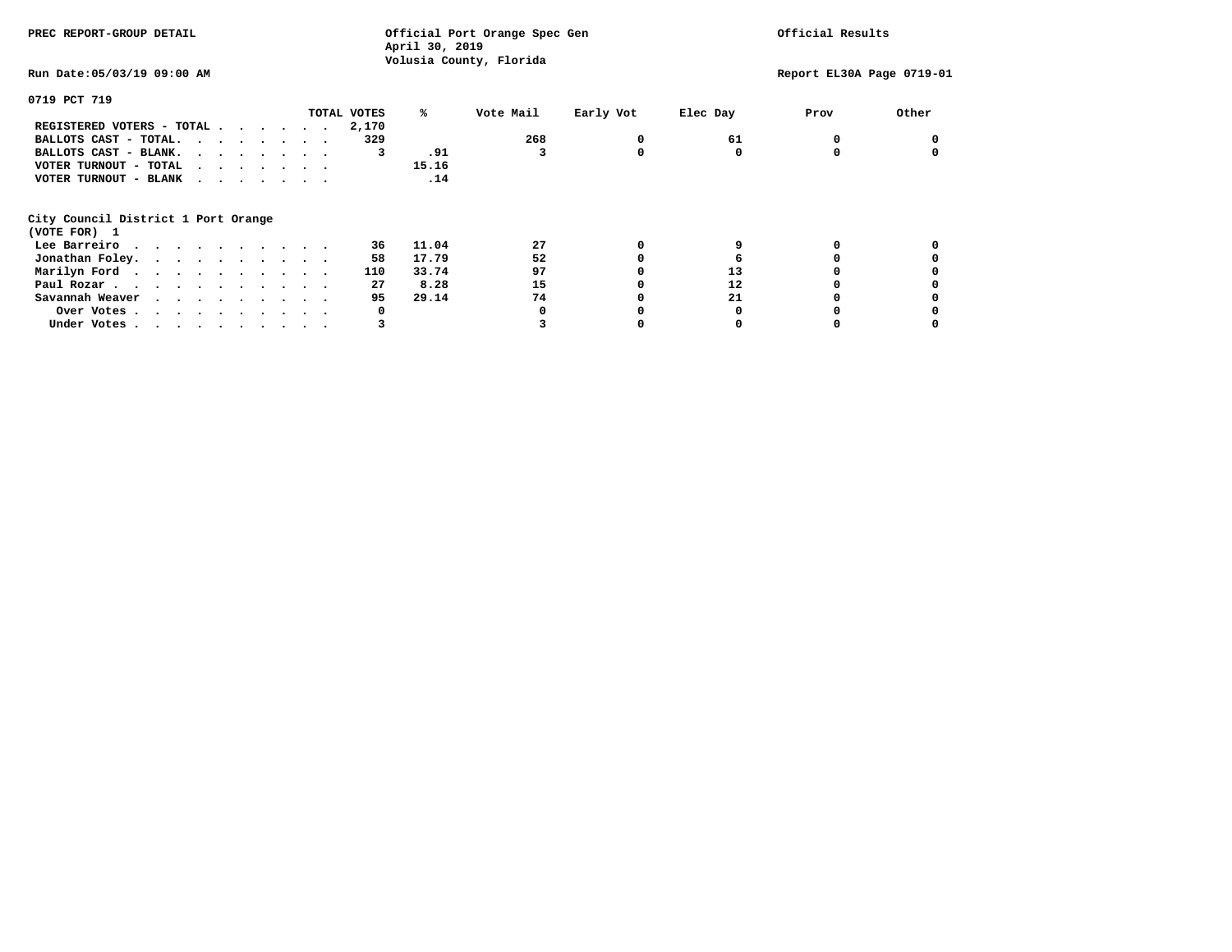PREC REPORT-GROUP DETAIL

Official Port Orange Spec Gen
April 30, 2019
Volusia County, Florida

Official Results

Run Date:05/03/19 09:00 AM

Report EL30A Page 0719-01

0719 PCT 719

| | TOTAL VOTES | % | Vote Mail | Early Vot | Elec Day | Prov | Other |
|---|---|---|---|---|---|---|---|
| REGISTERED VOTERS - TOTAL | 2,170 | | | | | | |
| BALLOTS CAST - TOTAL. | 329 | | 268 | 0 | 61 | 0 | 0 |
| BALLOTS CAST - BLANK. | 3 | .91 | 3 | 0 | 0 | 0 | 0 |
| VOTER TURNOUT - TOTAL | | 15.16 | | | | | |
| VOTER TURNOUT - BLANK | | .14 | | | | | |

City Council District 1 Port Orange
(VOTE FOR) 1

| | TOTAL VOTES | % | Vote Mail | Early Vot | Elec Day | Prov | Other |
|---|---|---|---|---|---|---|---|
| Lee Barreiro | 36 | 11.04 | 27 | 0 | 9 | 0 | 0 |
| Jonathan Foley. | 58 | 17.79 | 52 | 0 | 6 | 0 | 0 |
| Marilyn Ford | 110 | 33.74 | 97 | 0 | 13 | 0 | 0 |
| Paul Rozar | 27 | 8.28 | 15 | 0 | 12 | 0 | 0 |
| Savannah Weaver | 95 | 29.14 | 74 | 0 | 21 | 0 | 0 |
| Over Votes | 0 | | 0 | 0 | 0 | 0 | 0 |
| Under Votes | 3 | | 3 | 0 | 0 | 0 | 0 |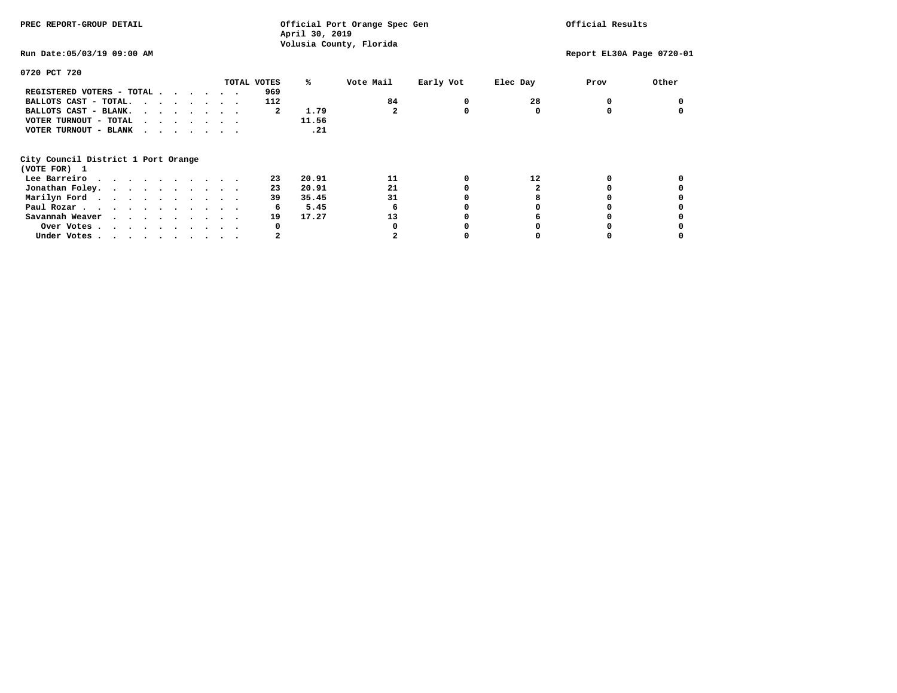PREC REPORT-GROUP DETAIL

Official Port Orange Spec Gen
April 30, 2019
Volusia County, Florida

Official Results

Run Date:05/03/19 09:00 AM

Report EL30A Page 0720-01

## 0720 PCT 720

| | TOTAL VOTES | % | Vote Mail | Early Vot | Elec Day | Prov | Other |
|---|---|---|---|---|---|---|---|
| REGISTERED VOTERS - TOTAL . . . . . . . | 969 | | | | | | |
| BALLOTS CAST - TOTAL. . . . . . . . | 112 | | 84 | 0 | 28 | 0 | 0 |
| BALLOTS CAST - BLANK. . . . . . . . | 2 | 1.79 | 2 | 0 | 0 | 0 | 0 |
| VOTER TURNOUT - TOTAL . . . . . . . . | | 11.56 | | | | | |
| VOTER TURNOUT - BLANK . . . . . . . . | | .21 | | | | | |

### City Council District 1 Port Orange
(VOTE FOR) 1

| | TOTAL VOTES | % | Vote Mail | Early Vot | Elec Day | Prov | Other |
|---|---|---|---|---|---|---|---|
| Lee Barreiro . . . . . . . . . . . | 23 | 20.91 | 11 | 0 | 12 | 0 | 0 |
| Jonathan Foley. . . . . . . . . . . | 23 | 20.91 | 21 | 0 | 2 | 0 | 0 |
| Marilyn Ford . . . . . . . . . . . | 39 | 35.45 | 31 | 0 | 8 | 0 | 0 |
| Paul Rozar . . . . . . . . . . . . | 6 | 5.45 | 6 | 0 | 0 | 0 | 0 |
| Savannah Weaver . . . . . . . . . . | 19 | 17.27 | 13 | 0 | 6 | 0 | 0 |
| Over Votes . . . . . . . . . . . | 0 | | 0 | 0 | 0 | 0 | 0 |
| Under Votes . . . . . . . . . . . | 2 | | 2 | 0 | 0 | 0 | 0 |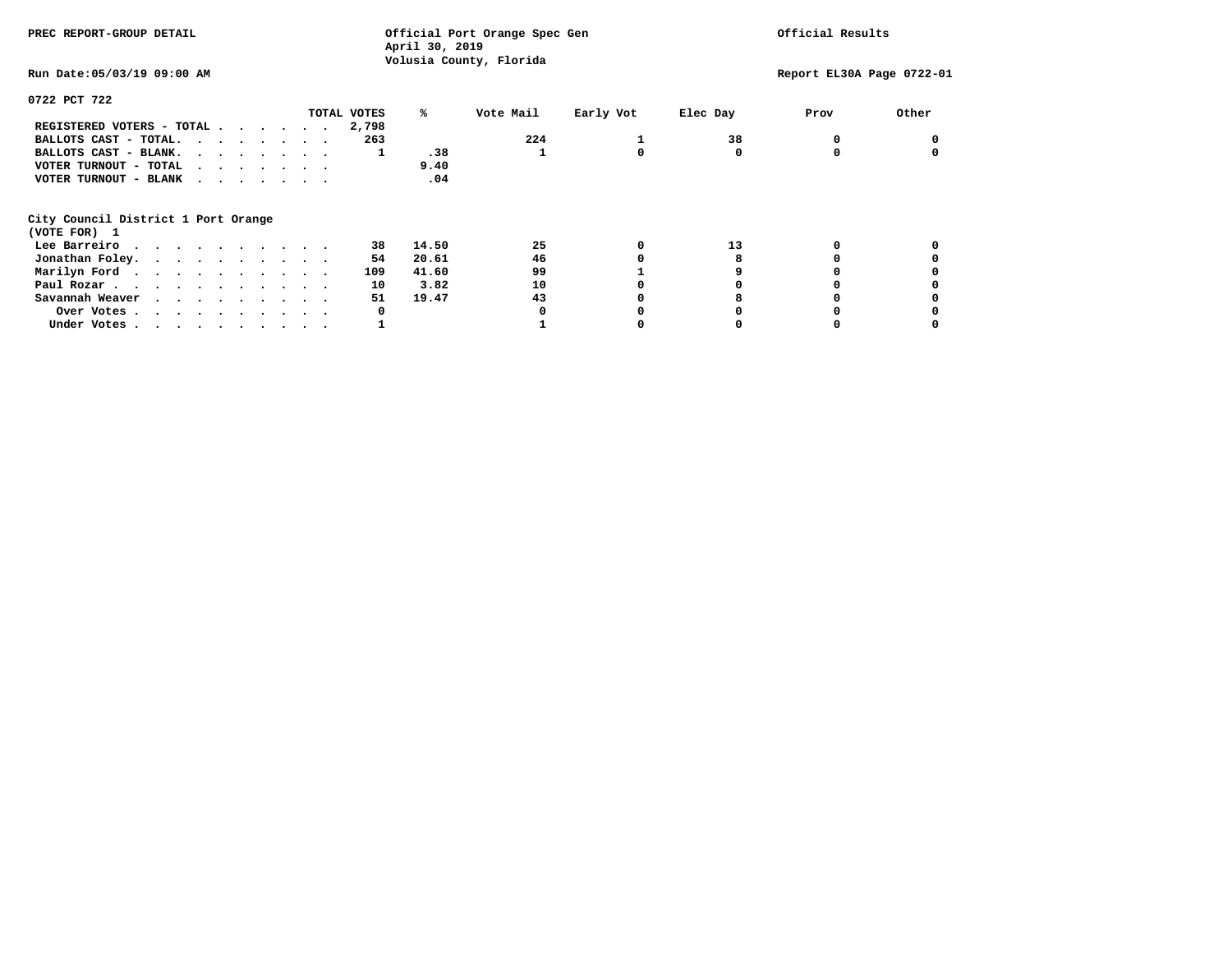PREC REPORT-GROUP DETAIL

Official Port Orange Spec Gen
April 30, 2019
Volusia County, Florida

Official Results

Run Date:05/03/19 09:00 AM

Report EL30A Page 0722-01

## 0722 PCT 722

| | TOTAL VOTES | % | Vote Mail | Early Vot | Elec Day | Prov | Other |
|---|---|---|---|---|---|---|---|
| REGISTERED VOTERS - TOTAL | 2,798 | | | | | | |
| BALLOTS CAST - TOTAL. | 263 | | 224 | 1 | 38 | 0 | 0 |
| BALLOTS CAST - BLANK. | 1 | .38 | 1 | 0 | 0 | 0 | 0 |
| VOTER TURNOUT - TOTAL | | 9.40 | | | | | |
| VOTER TURNOUT - BLANK | | .04 | | | | | |

City Council District 1 Port Orange
(VOTE FOR) 1

| | TOTAL VOTES | % | Vote Mail | Early Vot | Elec Day | Prov | Other |
|---|---|---|---|---|---|---|---|
| Lee Barreiro | 38 | 14.50 | 25 | 0 | 13 | 0 | 0 |
| Jonathan Foley. | 54 | 20.61 | 46 | 0 | 8 | 0 | 0 |
| Marilyn Ford | 109 | 41.60 | 99 | 1 | 9 | 0 | 0 |
| Paul Rozar | 10 | 3.82 | 10 | 0 | 0 | 0 | 0 |
| Savannah Weaver | 51 | 19.47 | 43 | 0 | 8 | 0 | 0 |
| Over Votes | 0 | | 0 | 0 | 0 | 0 | 0 |
| Under Votes | 1 | | 1 | 0 | 0 | 0 | 0 |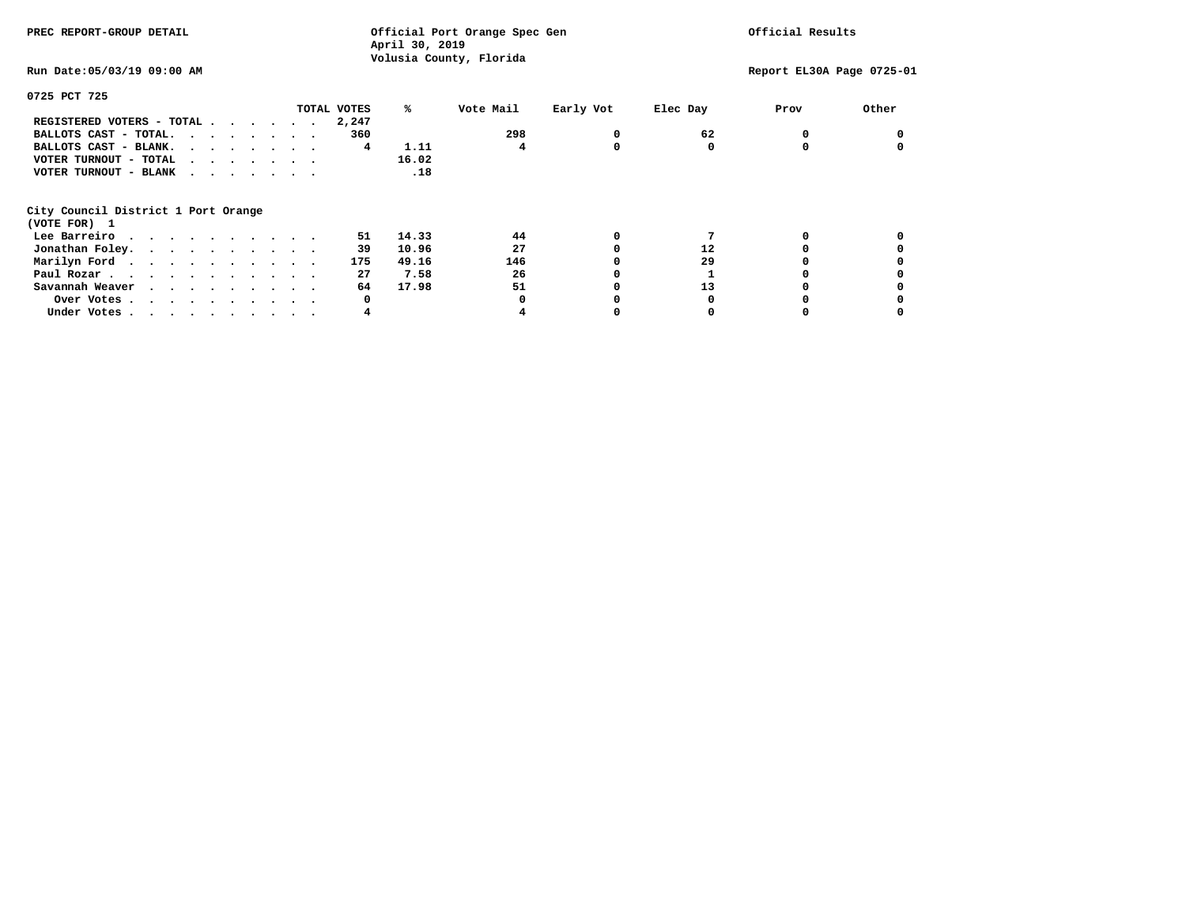PREC REPORT-GROUP DETAIL

Official Port Orange Spec Gen
April 30, 2019
Volusia County, Florida

Official Results

Run Date:05/03/19 09:00 AM

Report EL30A Page 0725-01

0725 PCT 725

| | TOTAL VOTES | % | Vote Mail | Early Vot | Elec Day | Prov | Other |
|---|---|---|---|---|---|---|---|
| REGISTERED VOTERS - TOTAL | 2,247 | | | | | | |
| BALLOTS CAST - TOTAL. | 360 | | 298 | 0 | 62 | 0 | 0 |
| BALLOTS CAST - BLANK. | 4 | 1.11 | 4 | 0 | 0 | 0 | 0 |
| VOTER TURNOUT - TOTAL | | 16.02 | | | | | |
| VOTER TURNOUT - BLANK | | .18 | | | | | |

City Council District 1 Port Orange
(VOTE FOR) 1

| | TOTAL VOTES | % | Vote Mail | Early Vot | Elec Day | Prov | Other |
|---|---|---|---|---|---|---|---|
| Lee Barreiro | 51 | 14.33 | 44 | 0 | 7 | 0 | 0 |
| Jonathan Foley. | 39 | 10.96 | 27 | 0 | 12 | 0 | 0 |
| Marilyn Ford | 175 | 49.16 | 146 | 0 | 29 | 0 | 0 |
| Paul Rozar | 27 | 7.58 | 26 | 0 | 1 | 0 | 0 |
| Savannah Weaver | 64 | 17.98 | 51 | 0 | 13 | 0 | 0 |
| Over Votes | 0 | | 0 | 0 | 0 | 0 | 0 |
| Under Votes | 4 | | 4 | 0 | 0 | 0 | 0 |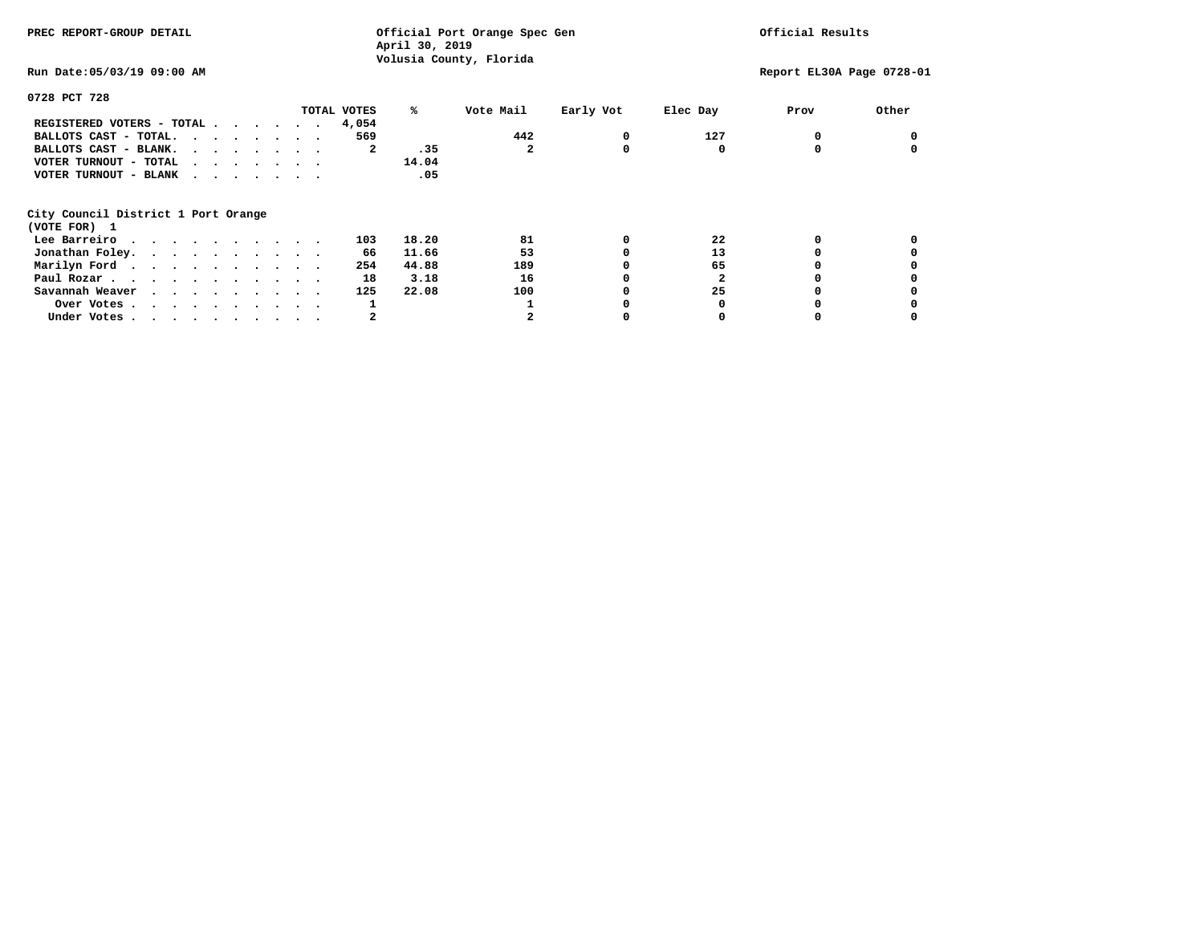PREC REPORT-GROUP DETAIL

Official Port Orange Spec Gen
April 30, 2019
Volusia County, Florida

Official Results

Run Date:05/03/19 09:00 AM

Report EL30A Page 0728-01

## 0728 PCT 728

| | TOTAL VOTES | % | Vote Mail | Early Vot | Elec Day | Prov | Other |
|---|---|---|---|---|---|---|---|
| REGISTERED VOTERS - TOTAL | 4,054 | | | | | | |
| BALLOTS CAST - TOTAL. | 569 | | 442 | 0 | 127 | 0 | 0 |
| BALLOTS CAST - BLANK. | 2 | .35 | 2 | 0 | 0 | 0 | 0 |
| VOTER TURNOUT - TOTAL | | 14.04 | | | | | |
| VOTER TURNOUT - BLANK | | .05 | | | | | |

### City Council District 1 Port Orange
(VOTE FOR) 1

| | TOTAL VOTES | % | Vote Mail | Early Vot | Elec Day | Prov | Other |
|---|---|---|---|---|---|---|---|
| Lee Barreiro | 103 | 18.20 | 81 | 0 | 22 | 0 | 0 |
| Jonathan Foley. | 66 | 11.66 | 53 | 0 | 13 | 0 | 0 |
| Marilyn Ford | 254 | 44.88 | 189 | 0 | 65 | 0 | 0 |
| Paul Rozar | 18 | 3.18 | 16 | 0 | 2 | 0 | 0 |
| Savannah Weaver | 125 | 22.08 | 100 | 0 | 25 | 0 | 0 |
| Over Votes | 1 | | 1 | 0 | 0 | 0 | 0 |
| Under Votes | 2 | | 2 | 0 | 0 | 0 | 0 |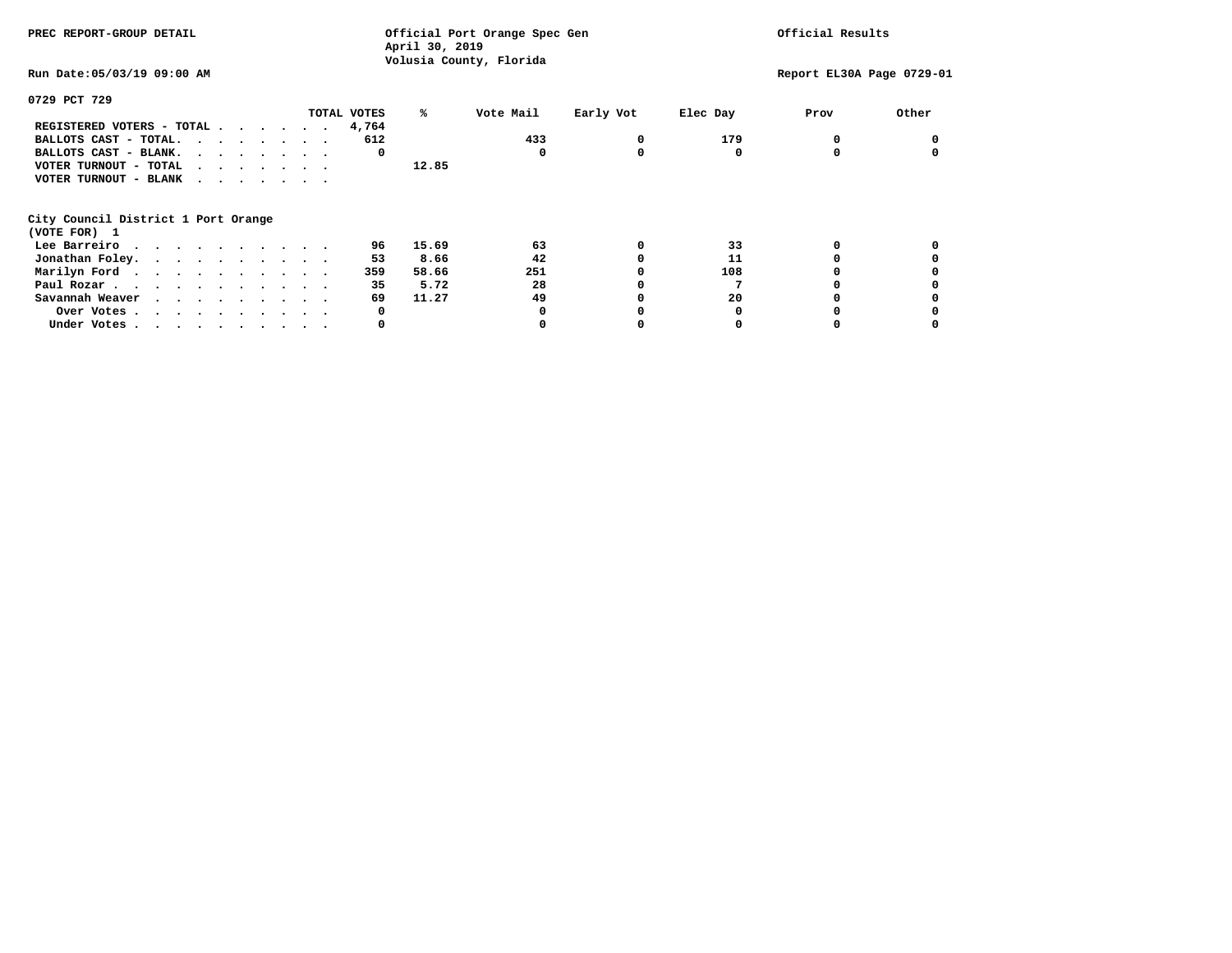PREC REPORT-GROUP DETAIL

Official Port Orange Spec Gen
April 30, 2019
Volusia County, Florida

Official Results

Run Date:05/03/19 09:00 AM

Report EL30A Page 0729-01

## 0729 PCT 729

| | TOTAL VOTES | % | Vote Mail | Early Vot | Elec Day | Prov | Other |
|---|---|---|---|---|---|---|---|
| REGISTERED VOTERS - TOTAL . . . . . . . | 4,764 | | | | | | |
| BALLOTS CAST - TOTAL. . . . . . . . | 612 | | 433 | 0 | 179 | 0 | 0 |
| BALLOTS CAST - BLANK. . . . . . . . | 0 | | 0 | 0 | 0 | 0 | 0 |
| VOTER TURNOUT - TOTAL . . . . . . . | | 12.85 | | | | | |
| VOTER TURNOUT - BLANK . . . . . . . | | | | | | | |

## City Council District 1 Port Orange
(VOTE FOR) 1

| | TOTAL VOTES | % | Vote Mail | Early Vot | Elec Day | Prov | Other |
|---|---|---|---|---|---|---|---|
| Lee Barreiro . . . . . . . . . . . | 96 | 15.69 | 63 | 0 | 33 | 0 | 0 |
| Jonathan Foley. . . . . . . . . . . | 53 | 8.66 | 42 | 0 | 11 | 0 | 0 |
| Marilyn Ford . . . . . . . . . . . | 359 | 58.66 | 251 | 0 | 108 | 0 | 0 |
| Paul Rozar . . . . . . . . . . . . | 35 | 5.72 | 28 | 0 | 7 | 0 | 0 |
| Savannah Weaver . . . . . . . . . . | 69 | 11.27 | 49 | 0 | 20 | 0 | 0 |
| Over Votes . . . . . . . . . . . | 0 | | 0 | 0 | 0 | 0 | 0 |
| Under Votes . . . . . . . . . . . | 0 | | 0 | 0 | 0 | 0 | 0 |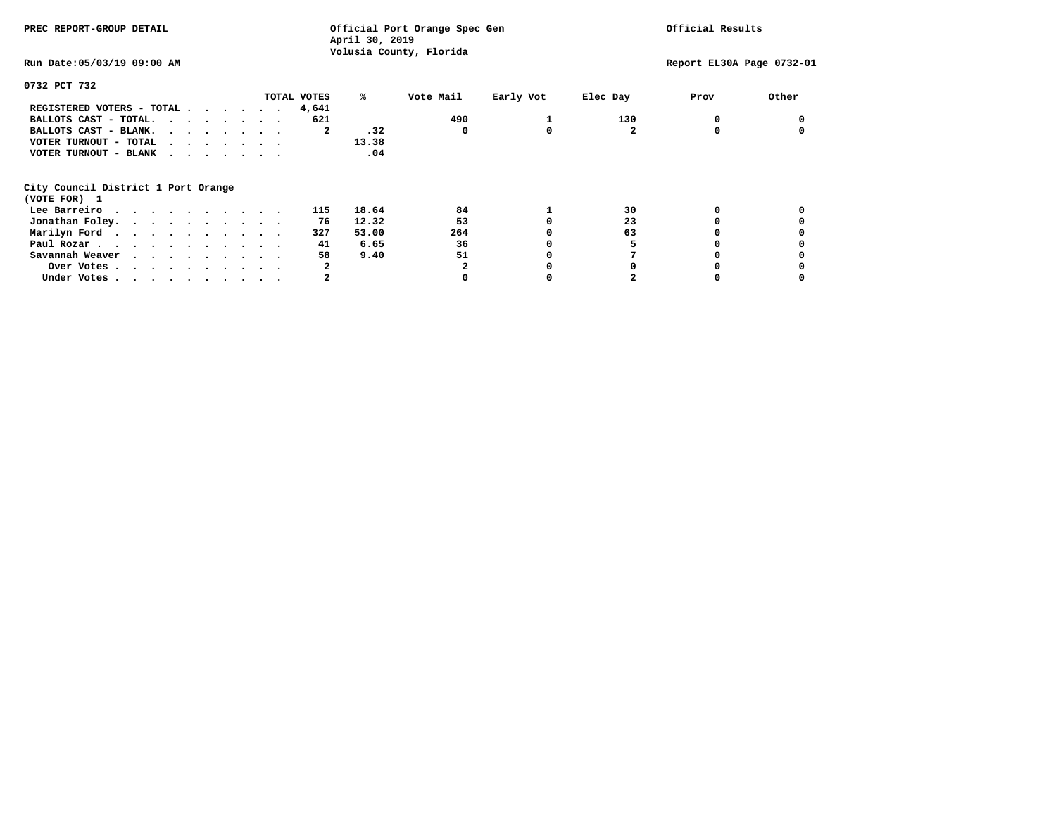PREC REPORT-GROUP DETAIL

Official Port Orange Spec Gen
April 30, 2019
Volusia County, Florida

Official Results

Run Date:05/03/19 09:00 AM

Report EL30A Page 0732-01

**0732 PCT 732**

| | TOTAL VOTES | % | Vote Mail | Early Vot | Elec Day | Prov | Other |
|---|---|---|---|---|---|---|---|
| REGISTERED VOTERS - TOTAL | 4,641 | | | | | | |
| BALLOTS CAST - TOTAL. | 621 | | 490 | 1 | 130 | 0 | 0 |
| BALLOTS CAST - BLANK. | 2 | .32 | 0 | 0 | 2 | 0 | 0 |
| VOTER TURNOUT - TOTAL | | 13.38 | | | | | |
| VOTER TURNOUT - BLANK | | .04 | | | | | |

**City Council District 1 Port Orange**
**(VOTE FOR) 1**

| | TOTAL VOTES | % | Vote Mail | Early Vot | Elec Day | Prov | Other |
|---|---|---|---|---|---|---|---|
| Lee Barreiro | 115 | 18.64 | 84 | 1 | 30 | 0 | 0 |
| Jonathan Foley. | 76 | 12.32 | 53 | 0 | 23 | 0 | 0 |
| Marilyn Ford | 327 | 53.00 | 264 | 0 | 63 | 0 | 0 |
| Paul Rozar | 41 | 6.65 | 36 | 0 | 5 | 0 | 0 |
| Savannah Weaver | 58 | 9.40 | 51 | 0 | 7 | 0 | 0 |
| Over Votes | 2 | | 2 | 0 | 0 | 0 | 0 |
| Under Votes | 2 | | 0 | 0 | 2 | 0 | 0 |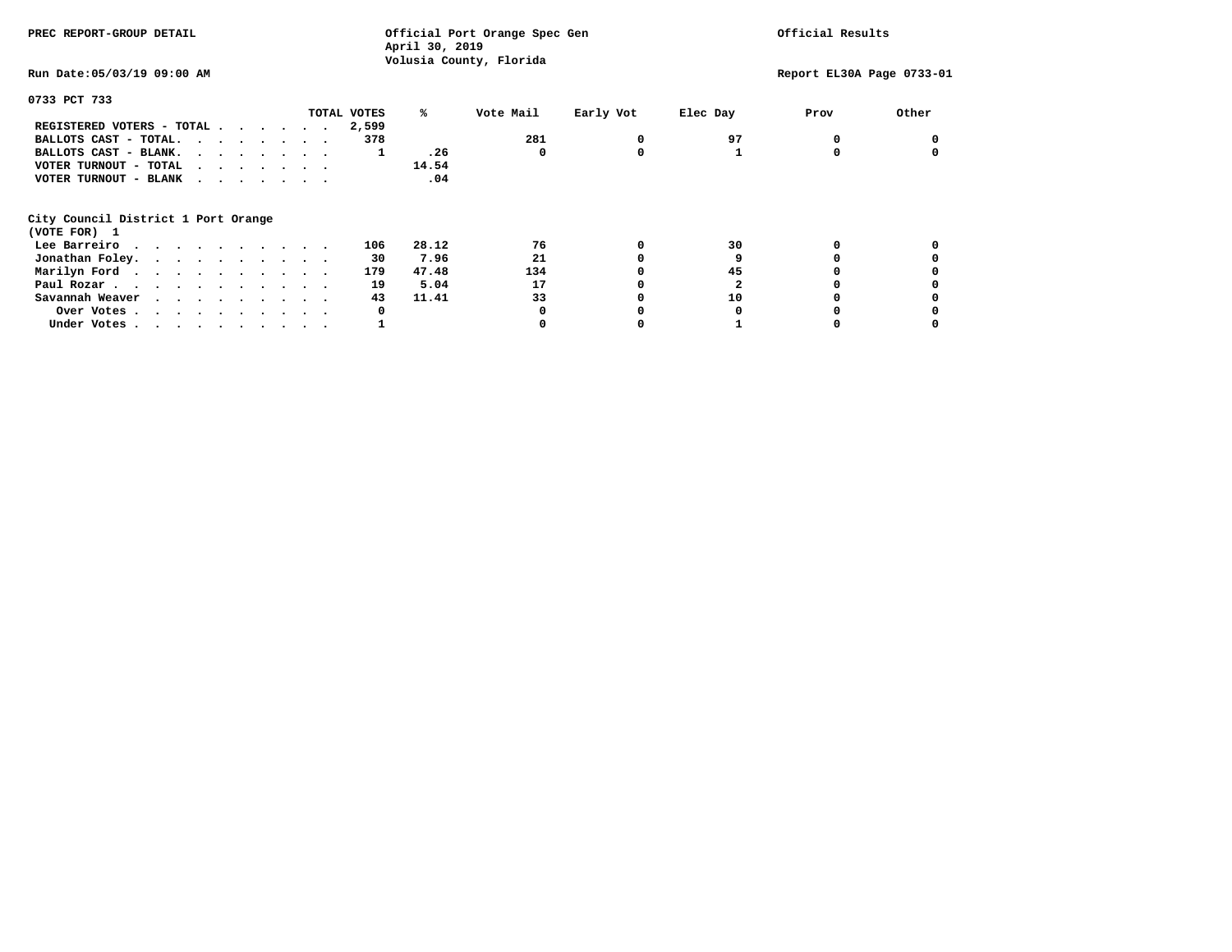PREC REPORT-GROUP DETAIL

Official Port Orange Spec Gen
April 30, 2019
Volusia County, Florida

Official Results

Run Date:05/03/19 09:00 AM

Report EL30A Page 0733-01

0733 PCT 733

| | TOTAL VOTES | % | Vote Mail | Early Vot | Elec Day | Prov | Other |
|---|---|---|---|---|---|---|---|
| REGISTERED VOTERS - TOTAL | 2,599 | | | | | | |
| BALLOTS CAST - TOTAL. | 378 | | 281 | 0 | 97 | 0 | 0 |
| BALLOTS CAST - BLANK. | 1 | .26 | 0 | 0 | 1 | 0 | 0 |
| VOTER TURNOUT - TOTAL | | 14.54 | | | | | |
| VOTER TURNOUT - BLANK | | .04 | | | | | |

City Council District 1 Port Orange
(VOTE FOR) 1

| | TOTAL VOTES | % | Vote Mail | Early Vot | Elec Day | Prov | Other |
|---|---|---|---|---|---|---|---|
| Lee Barreiro | 106 | 28.12 | 76 | 0 | 30 | 0 | 0 |
| Jonathan Foley. | 30 | 7.96 | 21 | 0 | 9 | 0 | 0 |
| Marilyn Ford | 179 | 47.48 | 134 | 0 | 45 | 0 | 0 |
| Paul Rozar | 19 | 5.04 | 17 | 0 | 2 | 0 | 0 |
| Savannah Weaver | 43 | 11.41 | 33 | 0 | 10 | 0 | 0 |
| Over Votes | 0 | | 0 | 0 | 0 | 0 | 0 |
| Under Votes | 1 | | 0 | 0 | 1 | 0 | 0 |